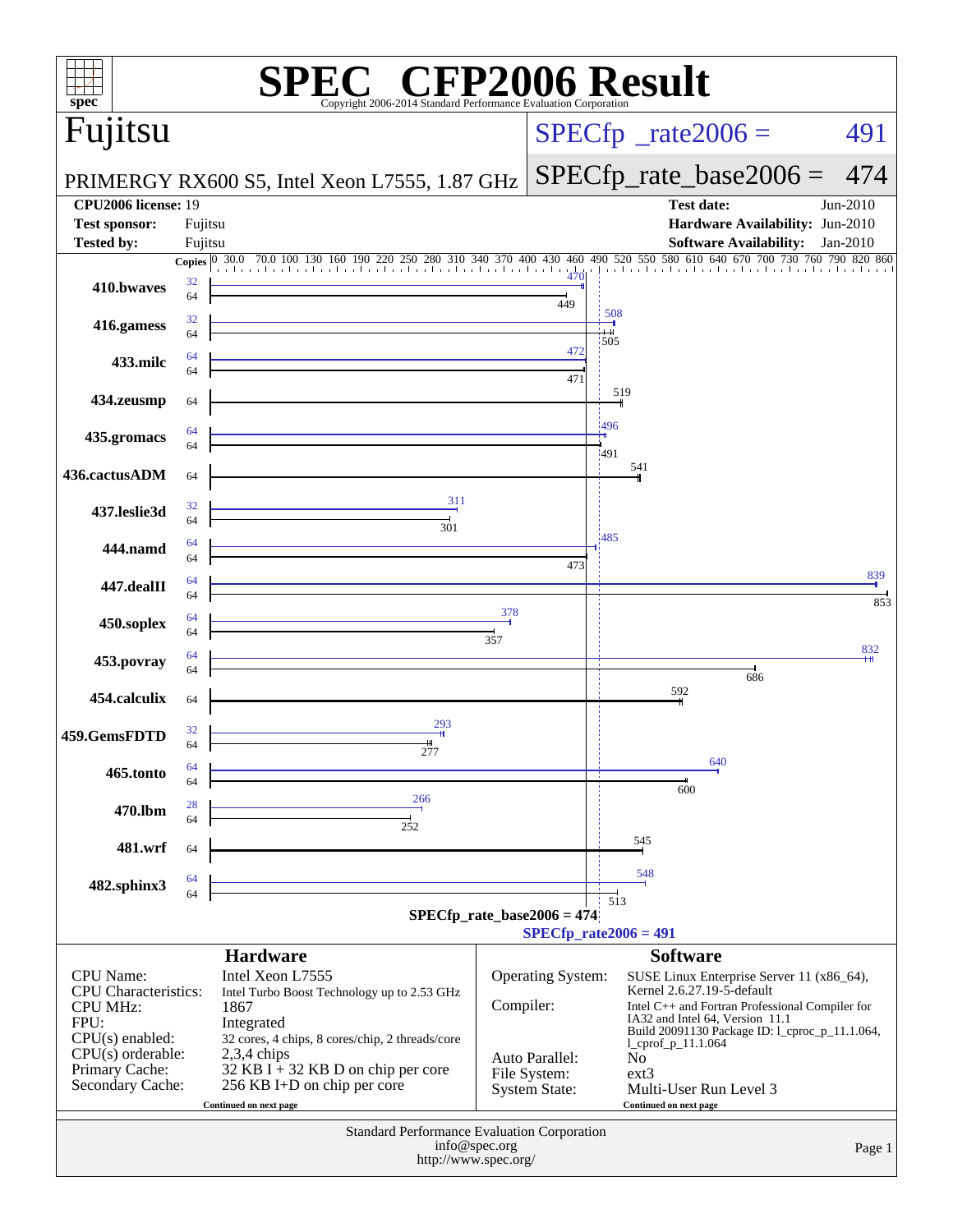# SPEC CFP2006 Result

Copyright 2006-2014 Standard Performance Evaluation Corporation

## Fujitsu

PRIMERGY RX600 S5, Intel Xeon L7555, 1.87 GHz

SPECfp_rate2006 = 491

SPECfp_rate_base2006 = 474

| | | | |
|---|---|---|---|
| **CPU2006 license:** 19 | | **Test date:** | Jun-2010 |
| **Test sponsor:** | Fujitsu | **Hardware Availability:** | Jun-2010 |
| **Tested by:** | Fujitsu | **Software Availability:** | Jan-2010 |

| Benchmark | Copies (peak) | Peak | Copies (base) | Base |
|---|---|---|---|---|
| 410.bwaves | 32 | 470 | 64 | 449 |
| 416.gamess | 32 | 508 | 64 | 505 |
| 433.milc | 64 | 472 | 64 | 471 |
| 434.zeusmp | | | 64 | 519 |
| 435.gromacs | 64 | 496 | 64 | 491 |
| 436.cactusADM | | | 64 | 541 |
| 437.leslie3d | 32 | 311 | 64 | 301 |
| 444.namd | 64 | 485 | 64 | 473 |
| 447.dealII | 64 | 839 | 64 | 853 |
| 450.soplex | 64 | 378 | 64 | 357 |
| 453.povray | 64 | 832 | 64 | 686 |
| 454.calculix | | | 64 | 592 |
| 459.GemsFDTD | 32 | 293 | 64 | 277 |
| 465.tonto | 64 | 640 | 64 | 600 |
| 470.lbm | 28 | 266 | 64 | 252 |
| 481.wrf | | | 64 | 545 |
| 482.sphinx3 | 64 | 548 | 64 | 513 |

SPECfp_rate_base2006 = 474

SPECfp_rate2006 = 491

### Hardware

| | |
|---|---|
| CPU Name: | Intel Xeon L7555 |
| CPU Characteristics: | Intel Turbo Boost Technology up to 2.53 GHz |
| CPU MHz: | 1867 |
| FPU: | Integrated |
| CPU(s) enabled: | 32 cores, 4 chips, 8 cores/chip, 2 threads/core |
| CPU(s) orderable: | 2,3,4 chips |
| Primary Cache: | 32 KB I + 32 KB D on chip per core |
| Secondary Cache: | 256 KB I+D on chip per core |

Continued on next page

### Software

| | |
|---|---|
| Operating System: | SUSE Linux Enterprise Server 11 (x86_64), Kernel 2.6.27.19-5-default |
| Compiler: | Intel C++ and Fortran Professional Compiler for IA32 and Intel 64, Version 11.1 Build 20091130 Package ID: l_cproc_p_11.1.064, l_cprof_p_11.1.064 |
| Auto Parallel: | No |
| File System: | ext3 |
| System State: | Multi-User Run Level 3 |

Continued on next page

Standard Performance Evaluation Corporation
info@spec.org
http://www.spec.org/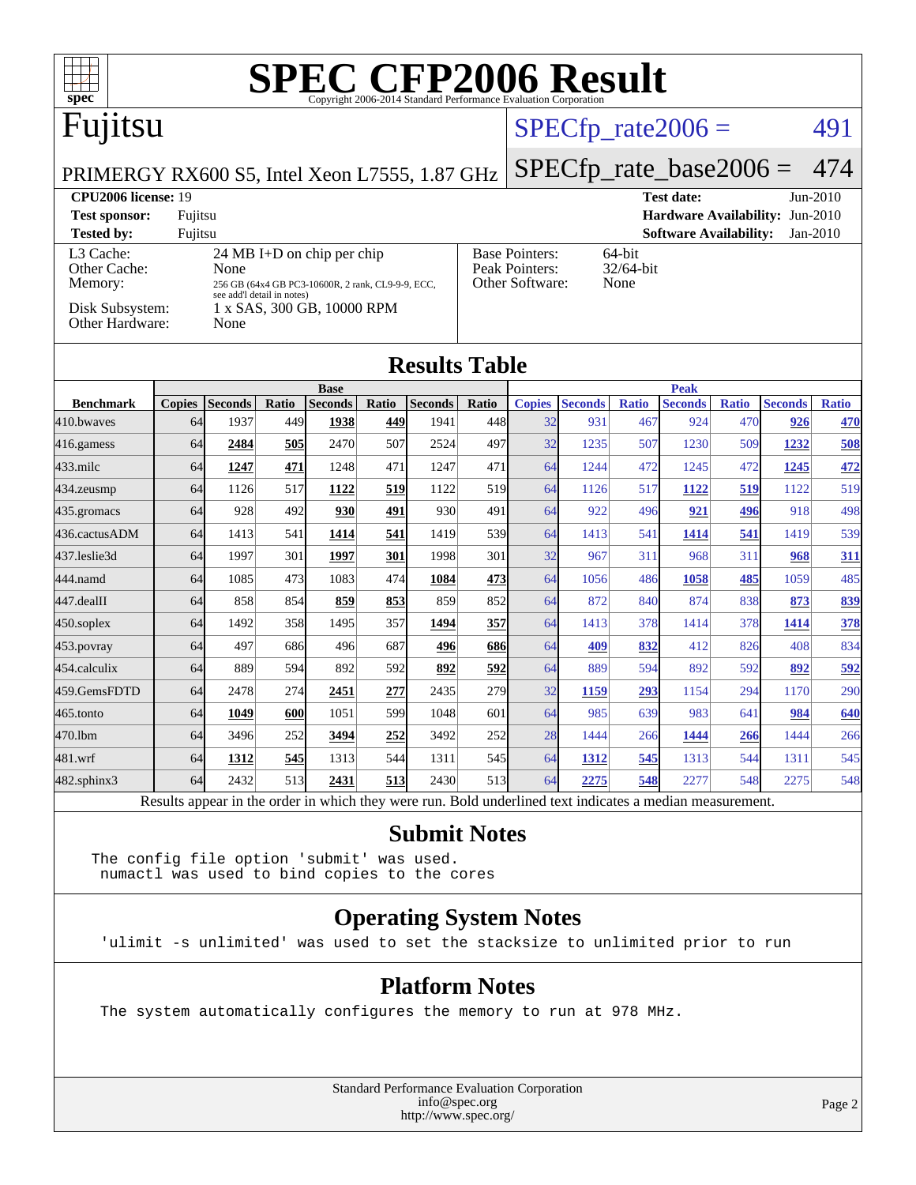# SPEC CFP2006 Result

Copyright 2006-2014 Standard Performance Evaluation Corporation

## Fujitsu

PRIMERGY RX600 S5, Intel Xeon L7555, 1.87 GHz

SPECfp_rate2006 = 491

SPECfp_rate_base2006 = 474

| | | | |
|---|---|---|---|
| **CPU2006 license:** 19 | | **Test date:** | Jun-2010 |
| **Test sponsor:** | Fujitsu | **Hardware Availability:** | Jun-2010 |
| **Tested by:** | Fujitsu | **Software Availability:** | Jan-2010 |

| | |
|---|---|
| L3 Cache: | 24 MB I+D on chip per chip |
| Other Cache: | None |
| Memory: | 256 GB (64x4 GB PC3-10600R, 2 rank, CL9-9-9, ECC, see add'l detail in notes) |
| Disk Subsystem: | 1 x SAS, 300 GB, 10000 RPM |
| Other Hardware: | None |

| | |
|---|---|
| Base Pointers: | 64-bit |
| Peak Pointers: | 32/64-bit |
| Other Software: | None |

## Results Table

| Benchmark | Base | | | | | | | Peak | | | | | | |
|---|---|---|---|---|---|---|---|---|---|---|---|---|---|---|
| | Copies | Seconds | Ratio | Seconds | Ratio | Seconds | Ratio | Copies | Seconds | Ratio | Seconds | Ratio | Seconds | Ratio |
| 410.bwaves | 64 | 1937 | 449 | **1938** | **449** | 1941 | 448 | 32 | 931 | 467 | 924 | 470 | **926** | **470** |
| 416.gamess | 64 | **2484** | **505** | 2470 | 507 | 2524 | 497 | 32 | 1235 | 507 | 1230 | 509 | **1232** | **508** |
| 433.milc | 64 | **1247** | **471** | 1248 | 471 | 1247 | 471 | 64 | 1244 | 472 | 1245 | 472 | **1245** | **472** |
| 434.zeusmp | 64 | 1126 | 517 | **1122** | **519** | 1122 | 519 | 64 | 1126 | 517 | **1122** | **519** | 1122 | 519 |
| 435.gromacs | 64 | 928 | 492 | **930** | **491** | 930 | 491 | 64 | 922 | 496 | **921** | **496** | 918 | 498 |
| 436.cactusADM | 64 | 1413 | 541 | **1414** | **541** | 1419 | 539 | 64 | 1413 | 541 | **1414** | **541** | 1419 | 539 |
| 437.leslie3d | 64 | 1997 | 301 | **1997** | **301** | 1998 | 301 | 32 | 967 | 311 | 968 | 311 | **968** | **311** |
| 444.namd | 64 | 1085 | 473 | 1083 | 474 | **1084** | **473** | 64 | 1056 | 486 | **1058** | **485** | 1059 | 485 |
| 447.dealII | 64 | 858 | 854 | **859** | **853** | 859 | 852 | 64 | 872 | 840 | 874 | 838 | **873** | **839** |
| 450.soplex | 64 | 1492 | 358 | 1495 | 357 | **1494** | **357** | 64 | 1413 | 378 | 1414 | 378 | **1414** | **378** |
| 453.povray | 64 | 497 | 686 | 496 | 687 | **496** | **686** | 64 | **409** | **832** | 412 | 826 | 408 | 834 |
| 454.calculix | 64 | 889 | 594 | 892 | 592 | **892** | **592** | 64 | 889 | 594 | 892 | 592 | **892** | **592** |
| 459.GemsFDTD | 64 | 2478 | 274 | **2451** | **277** | 2435 | 279 | 32 | **1159** | **293** | 1154 | 294 | 1170 | 290 |
| 465.tonto | 64 | **1049** | **600** | 1051 | 599 | 1048 | 601 | 64 | 985 | 639 | 983 | 641 | **984** | **640** |
| 470.lbm | 64 | 3496 | 252 | **3494** | **252** | 3492 | 252 | 28 | 1444 | 266 | **1444** | **266** | 1444 | 266 |
| 481.wrf | 64 | **1312** | **545** | 1313 | 544 | 1311 | 545 | 64 | **1312** | **545** | 1313 | 544 | 1311 | 545 |
| 482.sphinx3 | 64 | 2432 | 513 | **2431** | **513** | 2430 | 513 | 64 | **2275** | **548** | 2277 | 548 | 2275 | 548 |

Results appear in the order in which they were run. Bold underlined text indicates a median measurement.

## Submit Notes

```
The config file option 'submit' was used.
 numactl was used to bind copies to the cores
```

## Operating System Notes

```
'ulimit -s unlimited' was used to set the stacksize to unlimited prior to run
```

## Platform Notes

```
The system automatically configures the memory to run at 978 MHz.
```

Standard Performance Evaluation Corporation
info@spec.org
http://www.spec.org/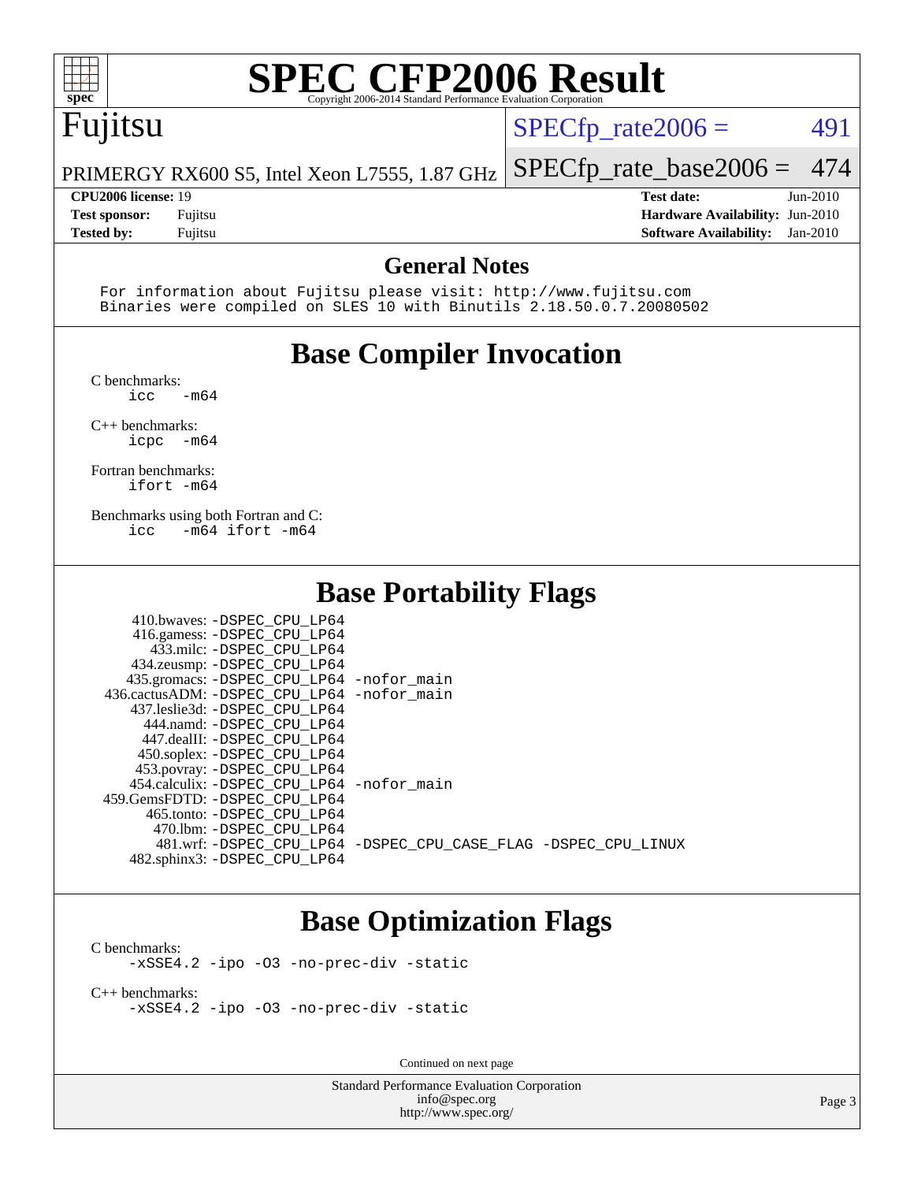# SPEC CFP2006 Result

Copyright 2006-2014 Standard Performance Evaluation Corporation

**Fujitsu**

PRIMERGY RX600 S5, Intel Xeon L7555, 1.87 GHz

SPECfp_rate2006 = 491

SPECfp_rate_base2006 = 474

| | | | |
|---|---|---|---|
| **CPU2006 license:** 19 | | **Test date:** | Jun-2010 |
| **Test sponsor:** | Fujitsu | **Hardware Availability:** | Jun-2010 |
| **Tested by:** | Fujitsu | **Software Availability:** | Jan-2010 |

## General Notes

```
For information about Fujitsu please visit: http://www.fujitsu.com
Binaries were compiled on SLES 10 with Binutils 2.18.50.0.7.20080502
```

## Base Compiler Invocation

C benchmarks:
```
icc   -m64
```

C++ benchmarks:
```
icpc  -m64
```

Fortran benchmarks:
```
ifort -m64
```

Benchmarks using both Fortran and C:
```
icc   -m64 ifort -m64
```

## Base Portability Flags

```
     410.bwaves: -DSPEC_CPU_LP64
     416.gamess: -DSPEC_CPU_LP64
       433.milc: -DSPEC_CPU_LP64
     434.zeusmp: -DSPEC_CPU_LP64
    435.gromacs: -DSPEC_CPU_LP64 -nofor_main
 436.cactusADM: -DSPEC_CPU_LP64 -nofor_main
    437.leslie3d: -DSPEC_CPU_LP64
      444.namd: -DSPEC_CPU_LP64
     447.dealII: -DSPEC_CPU_LP64
     450.soplex: -DSPEC_CPU_LP64
     453.povray: -DSPEC_CPU_LP64
   454.calculix: -DSPEC_CPU_LP64 -nofor_main
  459.GemsFDTD: -DSPEC_CPU_LP64
      465.tonto: -DSPEC_CPU_LP64
        470.lbm: -DSPEC_CPU_LP64
        481.wrf: -DSPEC_CPU_LP64 -DSPEC_CPU_CASE_FLAG -DSPEC_CPU_LINUX
    482.sphinx3: -DSPEC_CPU_LP64
```

## Base Optimization Flags

C benchmarks:
```
-xSSE4.2 -ipo -O3 -no-prec-div -static
```

C++ benchmarks:
```
-xSSE4.2 -ipo -O3 -no-prec-div -static
```

Continued on next page

Standard Performance Evaluation Corporation
info@spec.org
http://www.spec.org/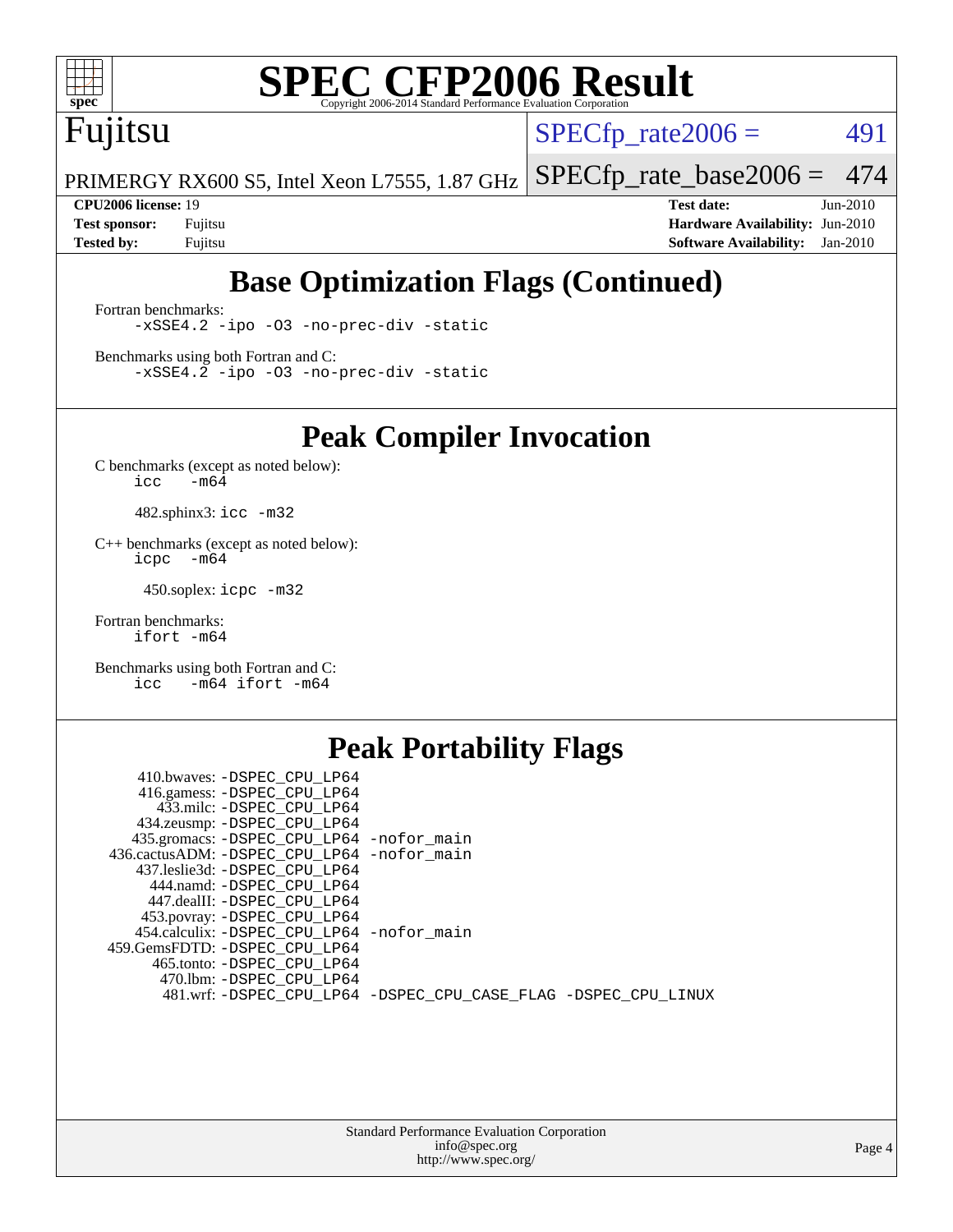# SPEC CFP2006 Result

Copyright 2006-2014 Standard Performance Evaluation Corporation

**Fujitsu**

PRIMERGY RX600 S5, Intel Xeon L7555, 1.87 GHz

SPECfp_rate2006 = 491

SPECfp_rate_base2006 = 474

| | | | |
|---|---|---|---|
| **CPU2006 license:** | 19 | **Test date:** | Jun-2010 |
| **Test sponsor:** | Fujitsu | **Hardware Availability:** | Jun-2010 |
| **Tested by:** | Fujitsu | **Software Availability:** | Jan-2010 |

## Base Optimization Flags (Continued)

Fortran benchmarks:

```
-xSSE4.2 -ipo -O3 -no-prec-div -static
```

Benchmarks using both Fortran and C:

```
-xSSE4.2 -ipo -O3 -no-prec-div -static
```

## Peak Compiler Invocation

C benchmarks (except as noted below):

```
icc   -m64
```

482.sphinx3: `icc -m32`

C++ benchmarks (except as noted below):

```
icpc  -m64
```

450.soplex: `icpc -m32`

Fortran benchmarks:

```
ifort -m64
```

Benchmarks using both Fortran and C:

```
icc   -m64 ifort -m64
```

## Peak Portability Flags

410.bwaves: -DSPEC_CPU_LP64
416.gamess: -DSPEC_CPU_LP64
433.milc: -DSPEC_CPU_LP64
434.zeusmp: -DSPEC_CPU_LP64
435.gromacs: -DSPEC_CPU_LP64 -nofor_main
436.cactusADM: -DSPEC_CPU_LP64 -nofor_main
437.leslie3d: -DSPEC_CPU_LP64
444.namd: -DSPEC_CPU_LP64
447.dealII: -DSPEC_CPU_LP64
453.povray: -DSPEC_CPU_LP64
454.calculix: -DSPEC_CPU_LP64 -nofor_main
459.GemsFDTD: -DSPEC_CPU_LP64
465.tonto: -DSPEC_CPU_LP64
470.lbm: -DSPEC_CPU_LP64
481.wrf: -DSPEC_CPU_LP64 -DSPEC_CPU_CASE_FLAG -DSPEC_CPU_LINUX

Standard Performance Evaluation Corporation
info@spec.org
http://www.spec.org/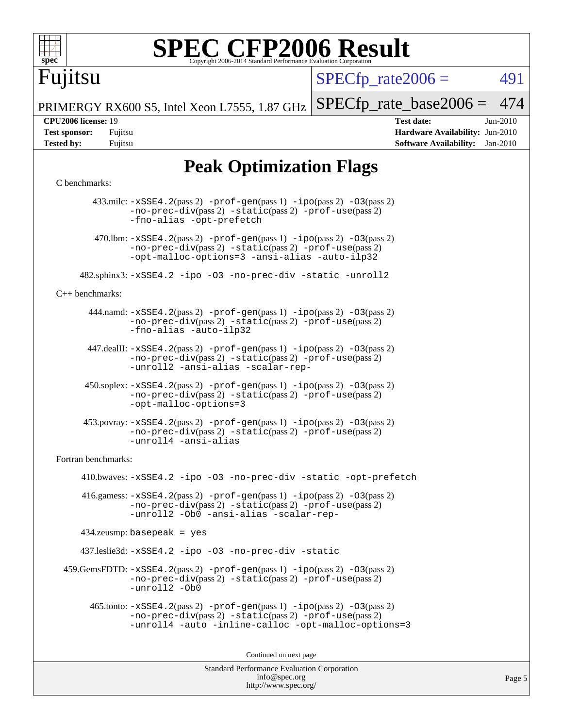# Peak Optimization Flags

C benchmarks:

433.milc: -xSSE4.2(pass 2) -prof-gen(pass 1) -ipo(pass 2) -O3(pass 2) -no-prec-div(pass 2) -static(pass 2) -prof-use(pass 2) -fno-alias -opt-prefetch

470.lbm: -xSSE4.2(pass 2) -prof-gen(pass 1) -ipo(pass 2) -O3(pass 2) -no-prec-div(pass 2) -static(pass 2) -prof-use(pass 2) -opt-malloc-options=3 -ansi-alias -auto-ilp32

482.sphinx3: -xSSE4.2 -ipo -O3 -no-prec-div -static -unroll2

C++ benchmarks:

444.namd: -xSSE4.2(pass 2) -prof-gen(pass 1) -ipo(pass 2) -O3(pass 2) -no-prec-div(pass 2) -static(pass 2) -prof-use(pass 2) -fno-alias -auto-ilp32

447.dealII: -xSSE4.2(pass 2) -prof-gen(pass 1) -ipo(pass 2) -O3(pass 2) -no-prec-div(pass 2) -static(pass 2) -prof-use(pass 2) -unroll2 -ansi-alias -scalar-rep-

450.soplex: -xSSE4.2(pass 2) -prof-gen(pass 1) -ipo(pass 2) -O3(pass 2) -no-prec-div(pass 2) -static(pass 2) -prof-use(pass 2) -opt-malloc-options=3

453.povray: -xSSE4.2(pass 2) -prof-gen(pass 1) -ipo(pass 2) -O3(pass 2) -no-prec-div(pass 2) -static(pass 2) -prof-use(pass 2) -unroll4 -ansi-alias

Fortran benchmarks:

410.bwaves: -xSSE4.2 -ipo -O3 -no-prec-div -static -opt-prefetch

416.gamess: -xSSE4.2(pass 2) -prof-gen(pass 1) -ipo(pass 2) -O3(pass 2) -no-prec-div(pass 2) -static(pass 2) -prof-use(pass 2) -unroll2 -Ob0 -ansi-alias -scalar-rep-

434.zeusmp: basepeak = yes

437.leslie3d: -xSSE4.2 -ipo -O3 -no-prec-div -static

459.GemsFDTD: -xSSE4.2(pass 2) -prof-gen(pass 1) -ipo(pass 2) -O3(pass 2) -no-prec-div(pass 2) -static(pass 2) -prof-use(pass 2) -unroll2 -Ob0

465.tonto: -xSSE4.2(pass 2) -prof-gen(pass 1) -ipo(pass 2) -O3(pass 2) -no-prec-div(pass 2) -static(pass 2) -prof-use(pass 2) -unroll4 -auto -inline-calloc -opt-malloc-options=3

Continued on next page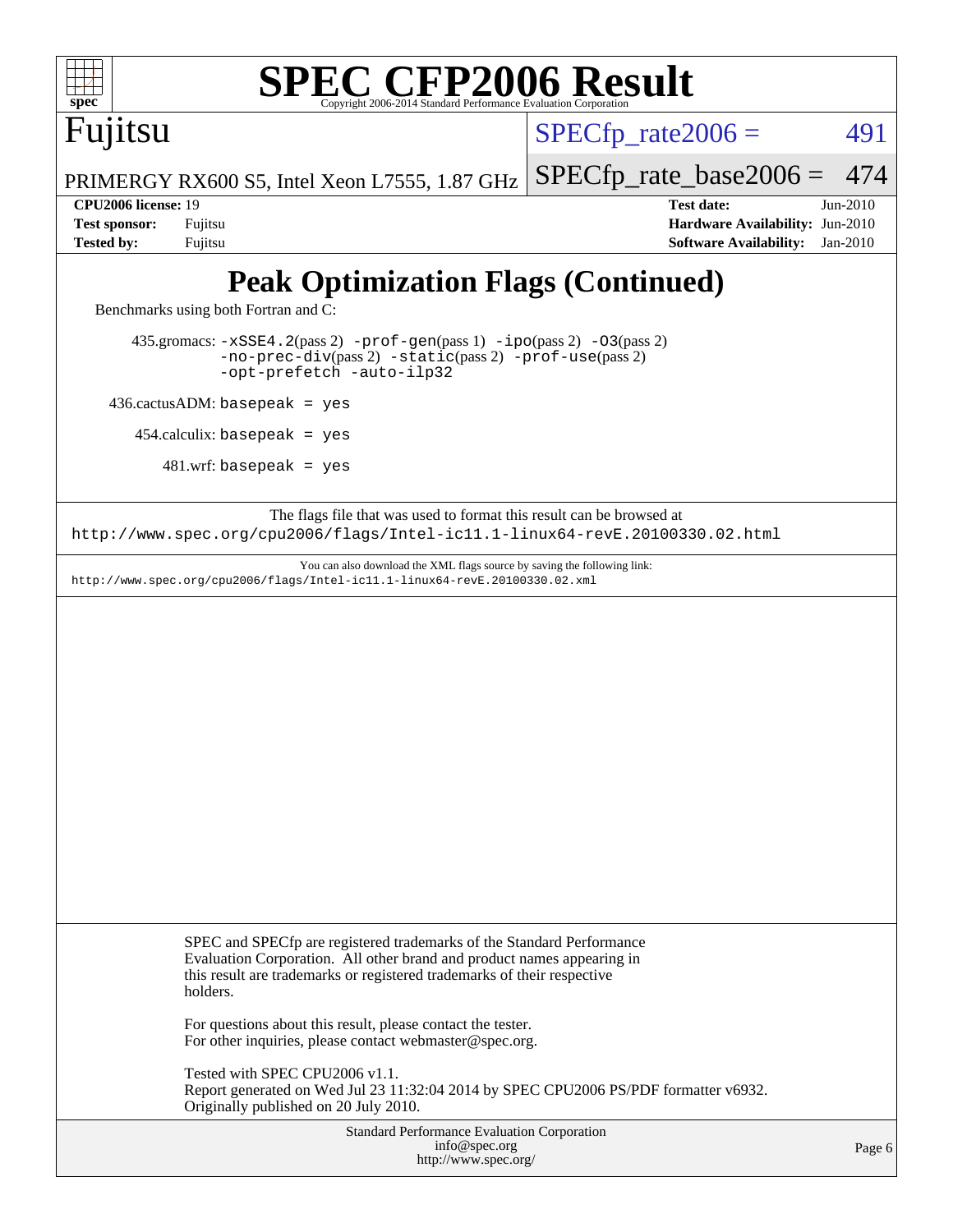# Peak Optimization Flags (Continued)

Benchmarks using both Fortran and C:

435.gromacs: `-xSSE4.2`(pass 2) `-prof-gen`(pass 1) `-ipo`(pass 2) `-O3`(pass 2) `-no-prec-div`(pass 2) `-static`(pass 2) `-prof-use`(pass 2) `-opt-prefetch` `-auto-ilp32`

436.cactusADM: `basepeak = yes`

454.calculix: `basepeak = yes`

481.wrf: `basepeak = yes`

The flags file that was used to format this result can be browsed at
http://www.spec.org/cpu2006/flags/Intel-ic11.1-linux64-revE.20100330.02.html

You can also download the XML flags source by saving the following link:
http://www.spec.org/cpu2006/flags/Intel-ic11.1-linux64-revE.20100330.02.xml

SPEC and SPECfp are registered trademarks of the Standard Performance Evaluation Corporation. All other brand and product names appearing in this result are trademarks or registered trademarks of their respective holders.

For questions about this result, please contact the tester.
For other inquiries, please contact webmaster@spec.org.

Tested with SPEC CPU2006 v1.1.
Report generated on Wed Jul 23 11:32:04 2014 by SPEC CPU2006 PS/PDF formatter v6932.
Originally published on 20 July 2010.